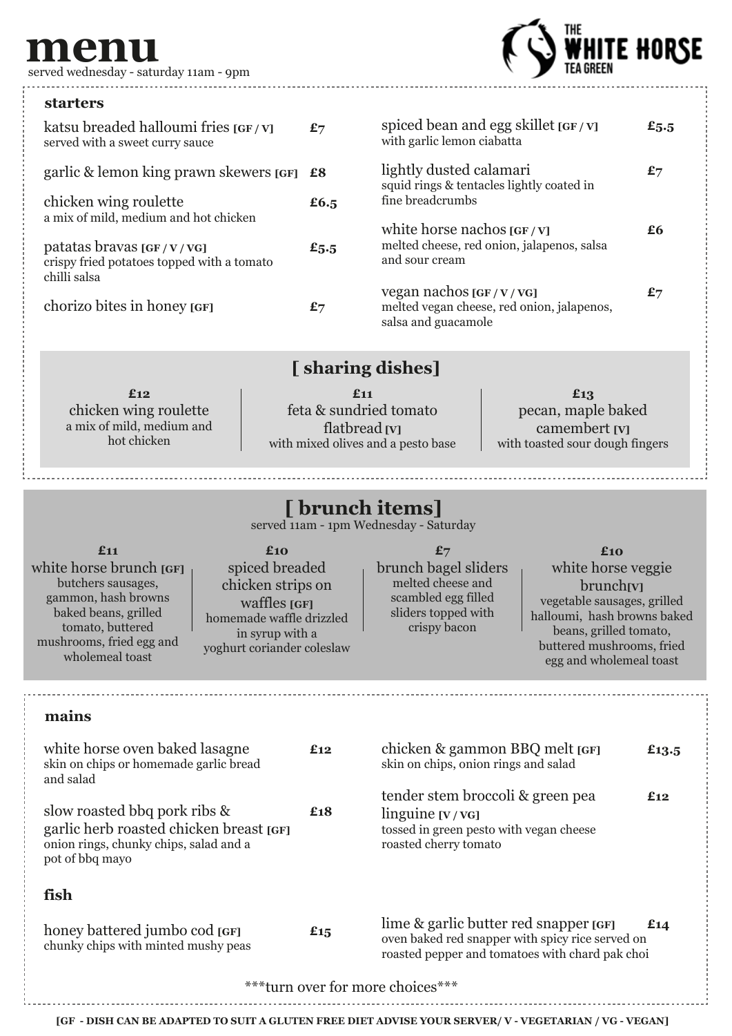# menu

served wednesday - saturday 11am - 9pm

THE WHITE HORSE TEA GREEN

## starters

katsu breaded halloumi fries [GF / V] **£7**
served with a sweet curry sauce

garlic & lemon king prawn skewers [GF] **£8**

chicken wing roulette **£6.5**
a mix of mild, medium and hot chicken

patatas bravas [GF / V / VG] **£5.5**
crispy fried potatoes topped with a tomato chilli salsa

chorizo bites in honey [GF] **£7**

spiced bean and egg skillet [GF / V] **£5.5**
with garlic lemon ciabatta

lightly dusted calamari **£7**
squid rings & tentacles lightly coated in fine breadcrumbs

white horse nachos [GF / V] **£6**
melted cheese, red onion, jalapenos, salsa and sour cream

vegan nachos [GF / V / VG] **£7**
melted vegan cheese, red onion, jalapenos, salsa and guacamole

## [ sharing dishes]

**£12**
chicken wing roulette
a mix of mild, medium and hot chicken

**£11**
feta & sundried tomato flatbread [V]
with mixed olives and a pesto base

**£13**
pecan, maple baked camembert [V]
with toasted sour dough fingers

## [ brunch items]

served 11am - 1pm Wednesday - Saturday

**£11**
white horse brunch [GF]
butchers sausages, gammon, hash browns baked beans, grilled tomato, buttered mushrooms, fried egg and wholemeal toast

**£10**
spiced breaded chicken strips on waffles [GF]
homemade waffle drizzled in syrup with a yoghurt coriander coleslaw

**£7**
brunch bagel sliders
melted cheese and scambled egg filled sliders topped with crispy bacon

**£10**
white horse veggie brunch[V]
vegetable sausages, grilled halloumi, hash browns baked beans, grilled tomato, buttered mushrooms, fried egg and wholemeal toast

## mains

white horse oven baked lasagne **£12**
skin on chips or homemade garlic bread and salad

slow roasted bbq pork ribs & garlic herb roasted chicken breast [GF] **£18**
onion rings, chunky chips, salad and a pot of bbq mayo

chicken & gammon BBQ melt [GF] **£13.5**
skin on chips, onion rings and salad

tender stem broccoli & green pea linguine [V / VG] **£12**
tossed in green pesto with vegan cheese roasted cherry tomato

## fish

honey battered jumbo cod [GF] **£15**
chunky chips with minted mushy peas

lime & garlic butter red snapper [GF] **£14**
oven baked red snapper with spicy rice served on roasted pepper and tomatoes with chard pak choi

***turn over for more choices***

**[GF - DISH CAN BE ADAPTED TO SUIT A GLUTEN FREE DIET ADVISE YOUR SERVER/ V - VEGETARIAN / VG - VEGAN]**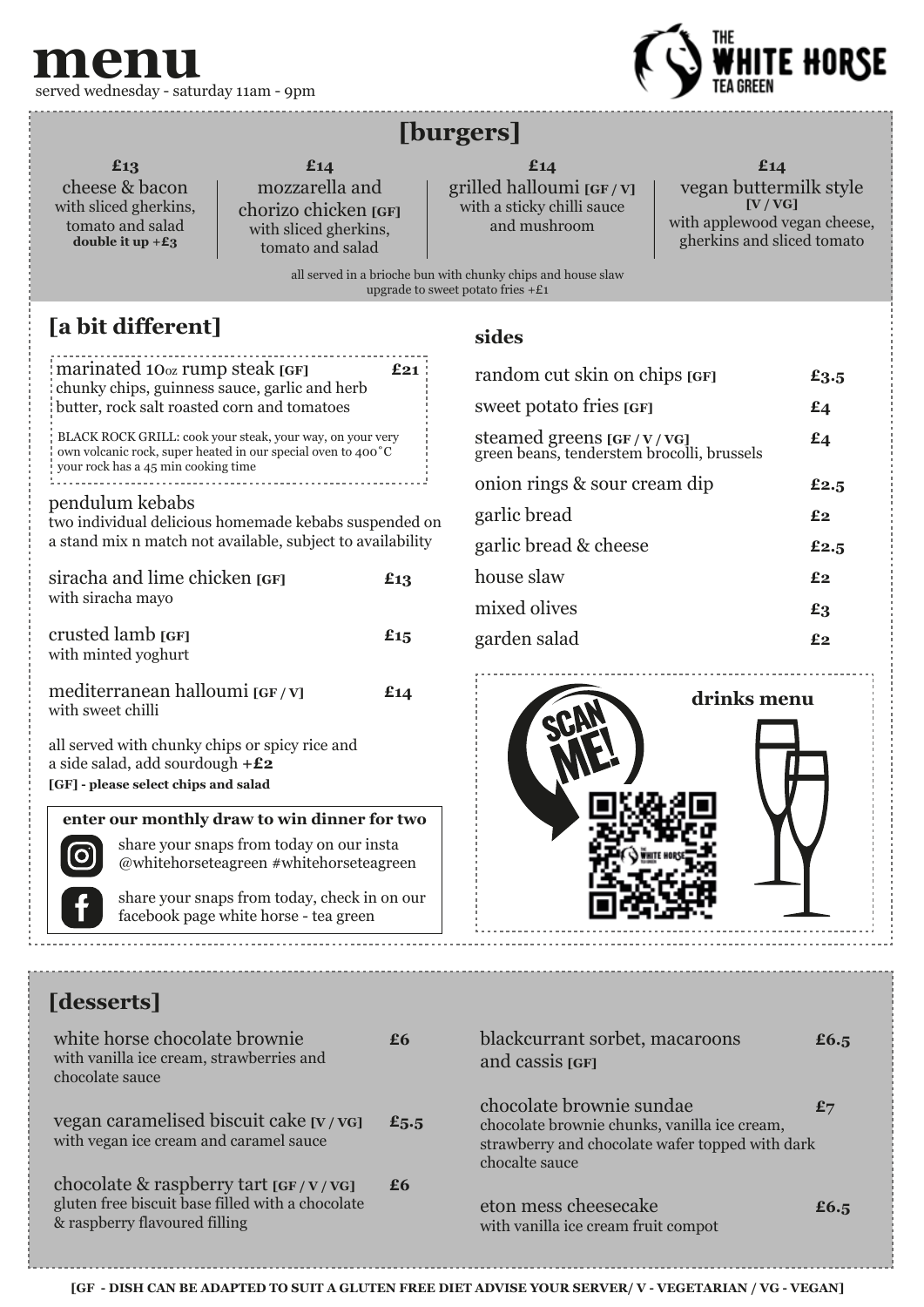# menu

served wednesday - saturday 11am - 9pm

THE WHITE HORSE TEA GREEN

## [burgers]

**£13**
cheese & bacon
with sliced gherkins, tomato and salad
**double it up +£3**

**£14**
mozzarella and chorizo chicken **[GF]**
with sliced gherkins, tomato and salad

**£14**
grilled halloumi **[GF / V]**
with a sticky chilli sauce and mushroom

**£14**
vegan buttermilk style **[V / VG]**
with applewood vegan cheese, gherkins and sliced tomato

all served in a brioche bun with chunky chips and house slaw
upgrade to sweet potato fries +£1

## [a bit different]

marinated 10oz rump steak **[GF]** **£21**
chunky chips, guinness sauce, garlic and herb butter, rock salt roasted corn and tomatoes

BLACK ROCK GRILL: cook your steak, your way, on your very own volcanic rock, super heated in our special oven to 400˚C your rock has a 45 min cooking time

pendulum kebabs
two individual delicious homemade kebabs suspended on a stand mix n match not available, subject to availability

siracha and lime chicken **[GF]** **£13**
with siracha mayo

crusted lamb **[GF]** **£15**
with minted yoghurt

mediterranean halloumi **[GF / V]** **£14**
with sweet chilli

all served with chunky chips or spicy rice and a side salad, add sourdough **+£2**
**[GF] - please select chips and salad**

**enter our monthly draw to win dinner for two**

share your snaps from today on our insta @whitehorseteagreen #whitehorseteagreen

share your snaps from today, check in on our facebook page white horse - tea green

## sides

| | |
|---|---|
| random cut skin on chips **[GF]** | **£3.5** |
| sweet potato fries **[GF]** | **£4** |
| steamed greens **[GF / V / VG]** green beans, tenderstem brocolli, brussels | **£4** |
| onion rings & sour cream dip | **£2.5** |
| garlic bread | **£2** |
| garlic bread & cheese | **£2.5** |
| house slaw | **£2** |
| mixed olives | **£3** |
| garden salad | **£2** |

SCAN ME!

**drinks menu**

## [desserts]

white horse chocolate brownie **£6**
with vanilla ice cream, strawberries and chocolate sauce

vegan caramelised biscuit cake **[V / VG]** **£5.5**
with vegan ice cream and caramel sauce

chocolate & raspberry tart **[GF / V / VG]** **£6**
gluten free biscuit base filled with a chocolate & raspberry flavoured filling

blackcurrant sorbet, macaroons and cassis **[GF]** **£6.5**

chocolate brownie sundae **£7**
chocolate brownie chunks, vanilla ice cream, strawberry and chocolate wafer topped with dark chocalte sauce

eton mess cheesecake **£6.5**
with vanilla ice cream fruit compot

**[GF - DISH CAN BE ADAPTED TO SUIT A GLUTEN FREE DIET ADVISE YOUR SERVER/ V - VEGETARIAN / VG - VEGAN]**